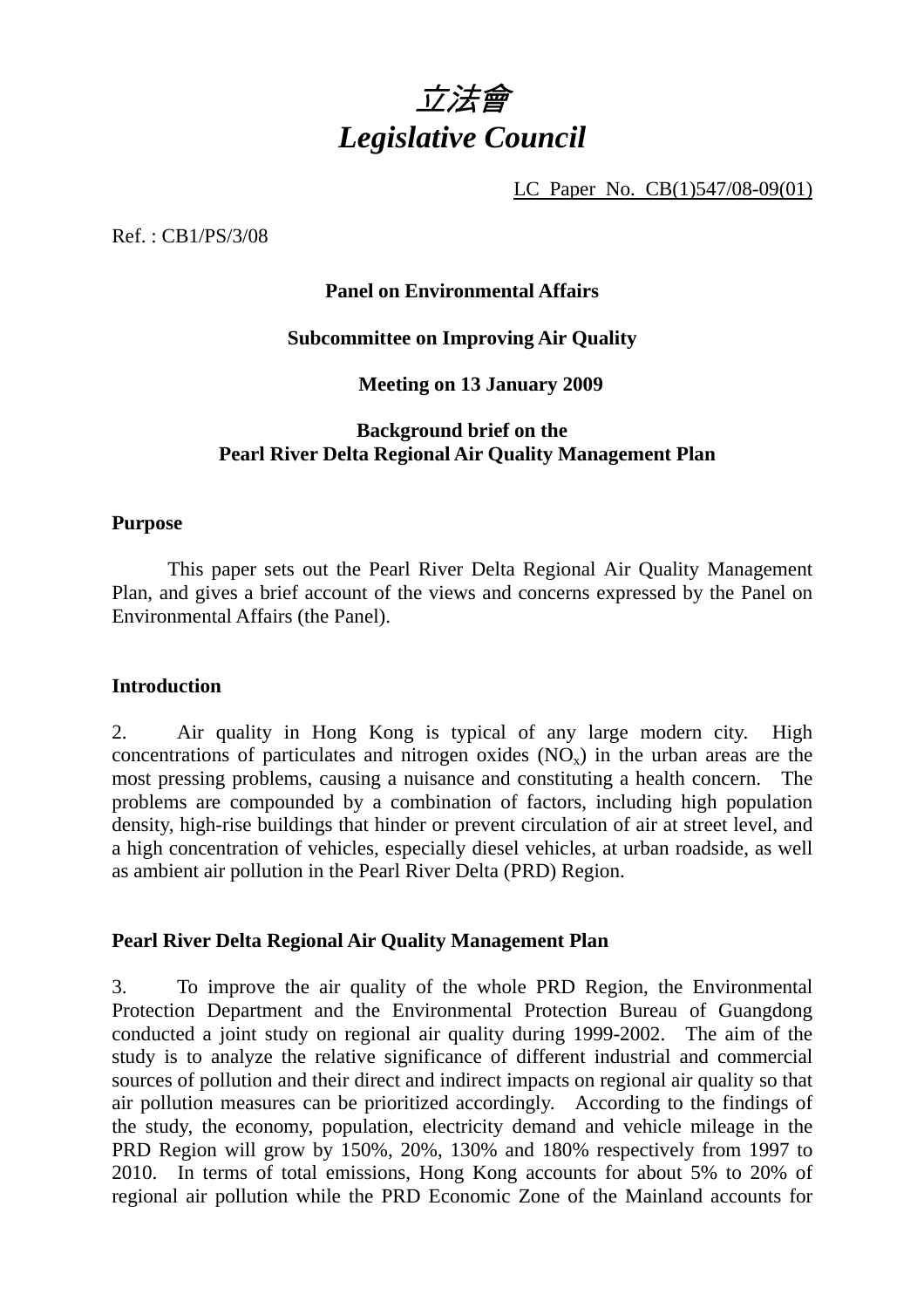# *立法會*
# *Legislative Council*

LC Paper No. CB(1)547/08-09(01)

Ref. : CB1/PS/3/08

**Panel on Environmental Affairs**

**Subcommittee on Improving Air Quality**

**Meeting on 13 January 2009**

**Background brief on the Pearl River Delta Regional Air Quality Management Plan**

## Purpose

This paper sets out the Pearl River Delta Regional Air Quality Management Plan, and gives a brief account of the views and concerns expressed by the Panel on Environmental Affairs (the Panel).

## Introduction

2. Air quality in Hong Kong is typical of any large modern city. High concentrations of particulates and nitrogen oxides ($NO_x$) in the urban areas are the most pressing problems, causing a nuisance and constituting a health concern. The problems are compounded by a combination of factors, including high population density, high-rise buildings that hinder or prevent circulation of air at street level, and a high concentration of vehicles, especially diesel vehicles, at urban roadside, as well as ambient air pollution in the Pearl River Delta (PRD) Region.

## Pearl River Delta Regional Air Quality Management Plan

3. To improve the air quality of the whole PRD Region, the Environmental Protection Department and the Environmental Protection Bureau of Guangdong conducted a joint study on regional air quality during 1999-2002. The aim of the study is to analyze the relative significance of different industrial and commercial sources of pollution and their direct and indirect impacts on regional air quality so that air pollution measures can be prioritized accordingly. According to the findings of the study, the economy, population, electricity demand and vehicle mileage in the PRD Region will grow by 150%, 20%, 130% and 180% respectively from 1997 to 2010. In terms of total emissions, Hong Kong accounts for about 5% to 20% of regional air pollution while the PRD Economic Zone of the Mainland accounts for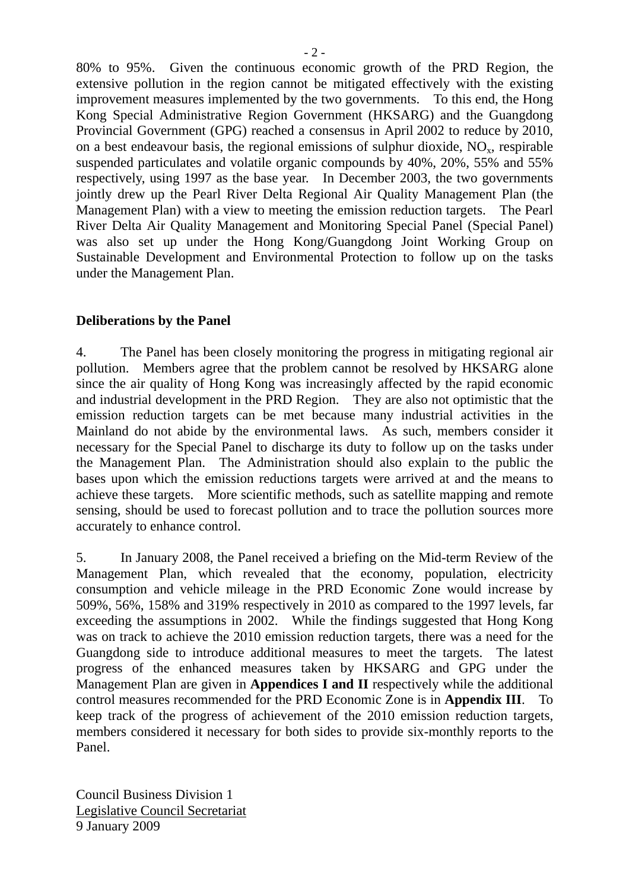80% to 95%. Given the continuous economic growth of the PRD Region, the extensive pollution in the region cannot be mitigated effectively with the existing improvement measures implemented by the two governments. To this end, the Hong Kong Special Administrative Region Government (HKSARG) and the Guangdong Provincial Government (GPG) reached a consensus in April 2002 to reduce by 2010, on a best endeavour basis, the regional emissions of sulphur dioxide, $NO_x$, respirable suspended particulates and volatile organic compounds by 40%, 20%, 55% and 55% respectively, using 1997 as the base year. In December 2003, the two governments jointly drew up the Pearl River Delta Regional Air Quality Management Plan (the Management Plan) with a view to meeting the emission reduction targets. The Pearl River Delta Air Quality Management and Monitoring Special Panel (Special Panel) was also set up under the Hong Kong/Guangdong Joint Working Group on Sustainable Development and Environmental Protection to follow up on the tasks under the Management Plan.

**Deliberations by the Panel**

4. The Panel has been closely monitoring the progress in mitigating regional air pollution. Members agree that the problem cannot be resolved by HKSARG alone since the air quality of Hong Kong was increasingly affected by the rapid economic and industrial development in the PRD Region. They are also not optimistic that the emission reduction targets can be met because many industrial activities in the Mainland do not abide by the environmental laws. As such, members consider it necessary for the Special Panel to discharge its duty to follow up on the tasks under the Management Plan. The Administration should also explain to the public the bases upon which the emission reductions targets were arrived at and the means to achieve these targets. More scientific methods, such as satellite mapping and remote sensing, should be used to forecast pollution and to trace the pollution sources more accurately to enhance control.

5. In January 2008, the Panel received a briefing on the Mid-term Review of the Management Plan, which revealed that the economy, population, electricity consumption and vehicle mileage in the PRD Economic Zone would increase by 509%, 56%, 158% and 319% respectively in 2010 as compared to the 1997 levels, far exceeding the assumptions in 2002. While the findings suggested that Hong Kong was on track to achieve the 2010 emission reduction targets, there was a need for the Guangdong side to introduce additional measures to meet the targets. The latest progress of the enhanced measures taken by HKSARG and GPG under the Management Plan are given in **Appendices I and II** respectively while the additional control measures recommended for the PRD Economic Zone is in **Appendix III**. To keep track of the progress of achievement of the 2010 emission reduction targets, members considered it necessary for both sides to provide six-monthly reports to the Panel.

Council Business Division 1
Legislative Council Secretariat
9 January 2009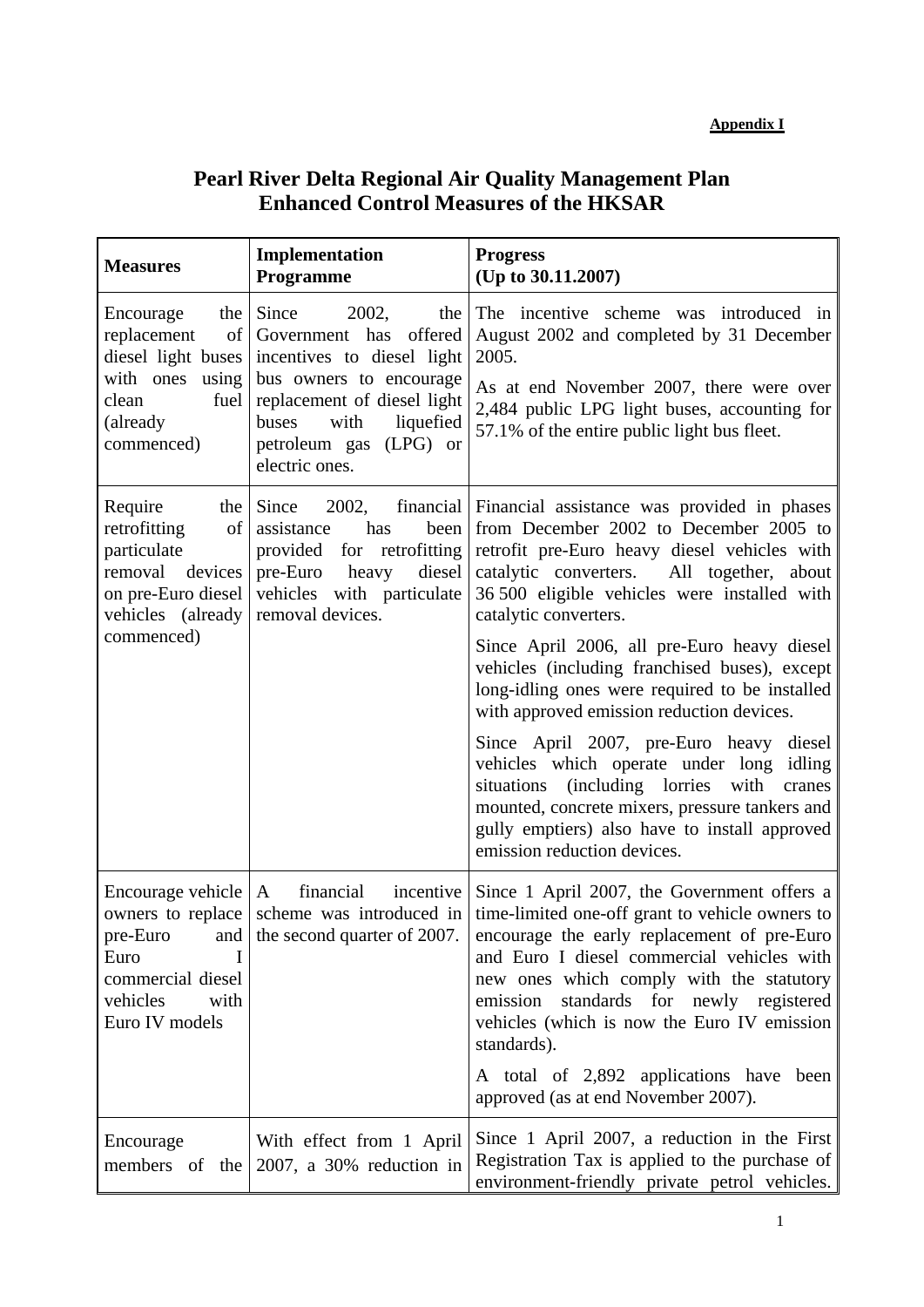**Appendix I**

# Pearl River Delta Regional Air Quality Management Plan
# Enhanced Control Measures of the HKSAR

| Measures | Implementation Programme | Progress (Up to 30.11.2007) |
|---|---|---|
| Encourage the replacement of diesel light buses with ones using clean fuel (already commenced) | Since 2002, the Government has offered incentives to diesel light bus owners to encourage replacement of diesel light buses with liquefied petroleum gas (LPG) or electric ones. | The incentive scheme was introduced in August 2002 and completed by 31 December 2005.<br><br>As at end November 2007, there were over 2,484 public LPG light buses, accounting for 57.1% of the entire public light bus fleet. |
| Require the retrofitting of particulate removal devices on pre-Euro diesel vehicles (already commenced) | Since 2002, financial assistance has been provided for retrofitting pre-Euro heavy diesel vehicles with particulate removal devices. | Financial assistance was provided in phases from December 2002 to December 2005 to retrofit pre-Euro heavy diesel vehicles with catalytic converters. All together, about 36 500 eligible vehicles were installed with catalytic converters.<br><br>Since April 2006, all pre-Euro heavy diesel vehicles (including franchised buses), except long-idling ones were required to be installed with approved emission reduction devices.<br><br>Since April 2007, pre-Euro heavy diesel vehicles which operate under long idling situations (including lorries with cranes mounted, concrete mixers, pressure tankers and gully emptiers) also have to install approved emission reduction devices. |
| Encourage vehicle owners to replace pre-Euro and Euro I commercial diesel vehicles with Euro IV models | A financial incentive scheme was introduced in the second quarter of 2007. | Since 1 April 2007, the Government offers a time-limited one-off grant to vehicle owners to encourage the early replacement of pre-Euro and Euro I diesel commercial vehicles with new ones which comply with the statutory emission standards for newly registered vehicles (which is now the Euro IV emission standards).<br><br>A total of 2,892 applications have been approved (as at end November 2007). |
| Encourage members of the | With effect from 1 April 2007, a 30% reduction in | Since 1 April 2007, a reduction in the First Registration Tax is applied to the purchase of environment-friendly private petrol vehicles. |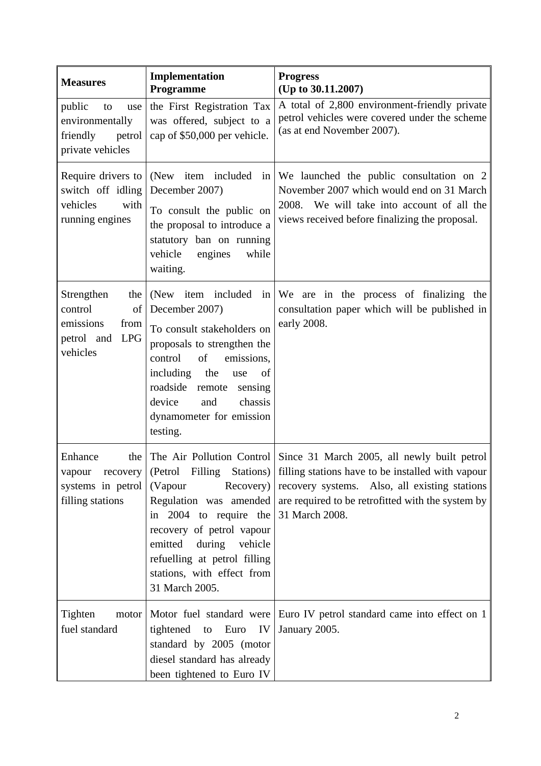| Measures | Implementation Programme | Progress (Up to 30.11.2007) |
|---|---|---|
| public to use environmentally friendly petrol private vehicles | the First Registration Tax was offered, subject to a cap of $50,000 per vehicle. | A total of 2,800 environment-friendly private petrol vehicles were covered under the scheme (as at end November 2007). |
| Require drivers to switch off idling vehicles with running engines | (New item included in December 2007) To consult the public on the proposal to introduce a statutory ban on running vehicle engines while waiting. | We launched the public consultation on 2 November 2007 which would end on 31 March 2008. We will take into account of all the views received before finalizing the proposal. |
| Strengthen the control of emissions from petrol and LPG vehicles | (New item included in December 2007) To consult stakeholders on proposals to strengthen the control of emissions, including the use of roadside remote sensing device and chassis dynamometer for emission testing. | We are in the process of finalizing the consultation paper which will be published in early 2008. |
| Enhance the vapour recovery systems in petrol filling stations | The Air Pollution Control (Petrol Filling Stations) (Vapour Recovery) Regulation was amended in 2004 to require the recovery of petrol vapour emitted during vehicle refuelling at petrol filling stations, with effect from 31 March 2005. | Since 31 March 2005, all newly built petrol filling stations have to be installed with vapour recovery systems. Also, all existing stations are required to be retrofitted with the system by 31 March 2008. |
| Tighten motor fuel standard | Motor fuel standard were tightened to Euro IV standard by 2005 (motor diesel standard has already been tightened to Euro IV | Euro IV petrol standard came into effect on 1 January 2005. |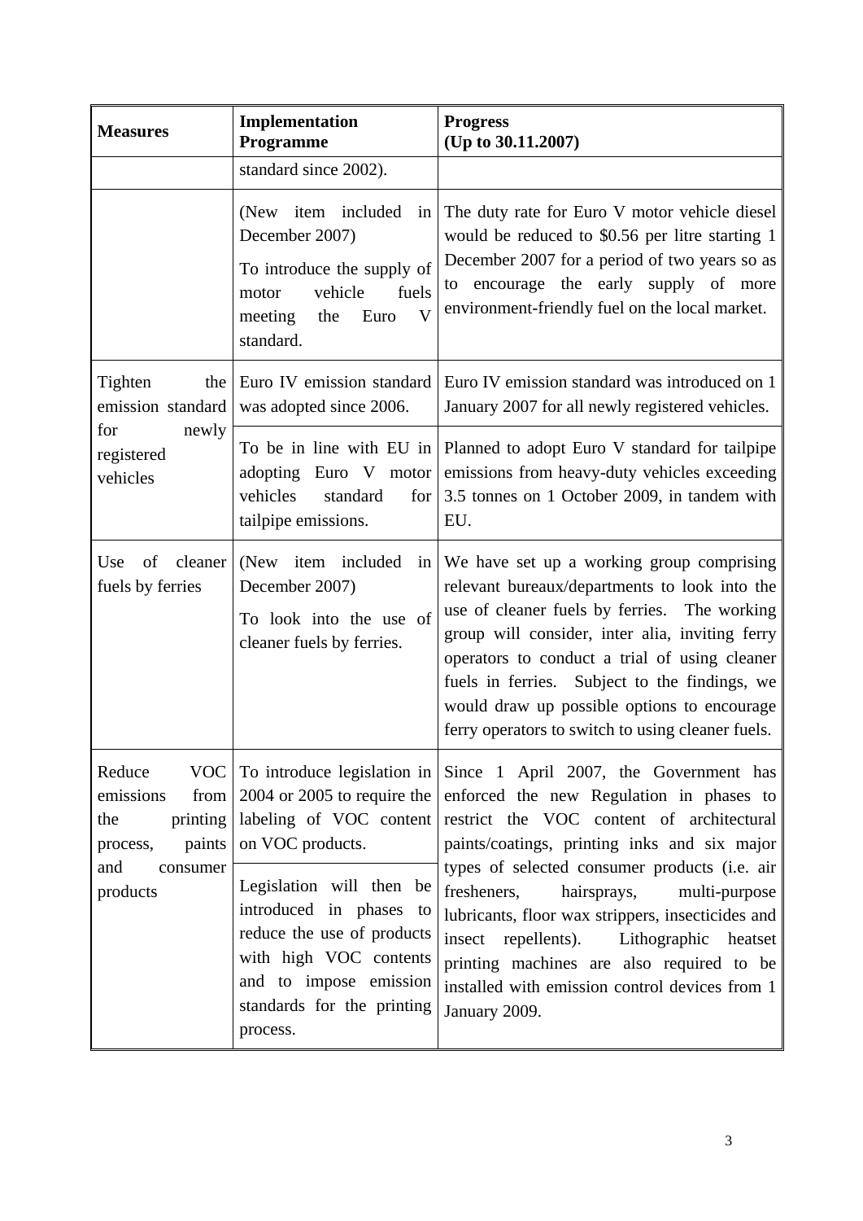| Measures | Implementation Programme | Progress (Up to 30.11.2007) |
|---|---|---|
| | standard since 2002). | |
| | (New item included in December 2007) To introduce the supply of motor vehicle fuels meeting the Euro V standard. | The duty rate for Euro V motor vehicle diesel would be reduced to $0.56 per litre starting 1 December 2007 for a period of two years so as to encourage the early supply of more environment-friendly fuel on the local market. |
| Tighten the emission standard for newly registered vehicles | Euro IV emission standard was adopted since 2006. | Euro IV emission standard was introduced on 1 January 2007 for all newly registered vehicles. |
| | To be in line with EU in adopting Euro V motor vehicles standard for tailpipe emissions. | Planned to adopt Euro V standard for tailpipe emissions from heavy-duty vehicles exceeding 3.5 tonnes on 1 October 2009, in tandem with EU. |
| Use of cleaner fuels by ferries | (New item included in December 2007) To look into the use of cleaner fuels by ferries. | We have set up a working group comprising relevant bureaux/departments to look into the use of cleaner fuels by ferries. The working group will consider, inter alia, inviting ferry operators to conduct a trial of using cleaner fuels in ferries. Subject to the findings, we would draw up possible options to encourage ferry operators to switch to using cleaner fuels. |
| Reduce VOC emissions from the printing process, paints and consumer products | To introduce legislation in 2004 or 2005 to require the labeling of VOC content on VOC products. | Since 1 April 2007, the Government has enforced the new Regulation in phases to restrict the VOC content of architectural paints/coatings, printing inks and six major types of selected consumer products (i.e. air fresheners, hairsprays, multi-purpose lubricants, floor wax strippers, insecticides and insect repellents). Lithographic heatset printing machines are also required to be installed with emission control devices from 1 January 2009. |
| | Legislation will then be introduced in phases to reduce the use of products with high VOC contents and to impose emission standards for the printing process. | |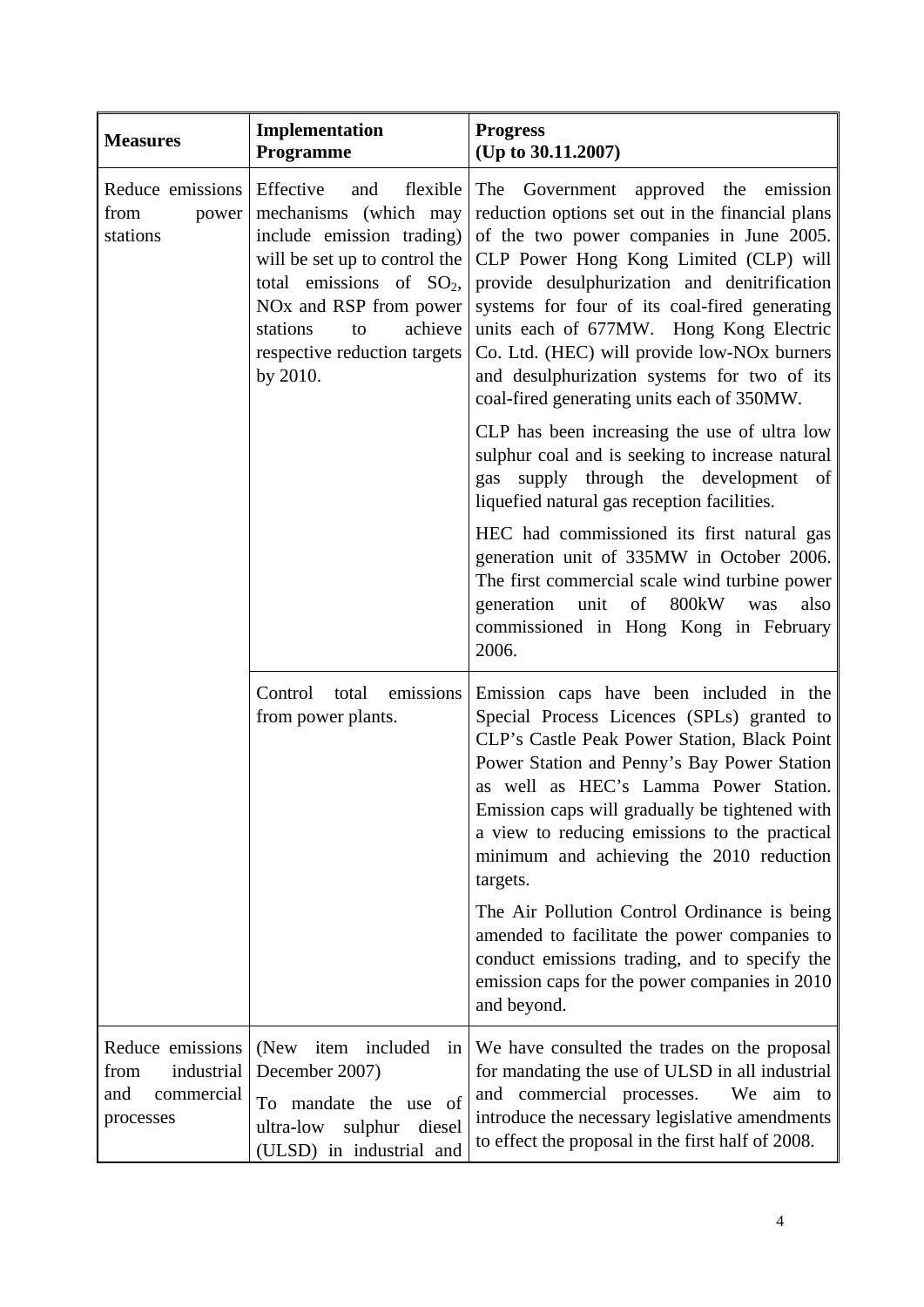| Measures | Implementation Programme | Progress (Up to 30.11.2007) |
|---|---|---|
| Reduce emissions from power stations | Effective and flexible mechanisms (which may include emission trading) will be set up to control the total emissions of $SO_2$, NOx and RSP from power stations to achieve respective reduction targets by 2010. | The Government approved the emission reduction options set out in the financial plans of the two power companies in June 2005. CLP Power Hong Kong Limited (CLP) will provide desulphurization and denitrification systems for four of its coal-fired generating units each of 677MW. Hong Kong Electric Co. Ltd. (HEC) will provide low-NOx burners and desulphurization systems for two of its coal-fired generating units each of 350MW.<br><br>CLP has been increasing the use of ultra low sulphur coal and is seeking to increase natural gas supply through the development of liquefied natural gas reception facilities.<br><br>HEC had commissioned its first natural gas generation unit of 335MW in October 2006. The first commercial scale wind turbine power generation unit of 800kW was also commissioned in Hong Kong in February 2006. |
| | Control total emissions from power plants. | Emission caps have been included in the Special Process Licences (SPLs) granted to CLP's Castle Peak Power Station, Black Point Power Station and Penny's Bay Power Station as well as HEC's Lamma Power Station. Emission caps will gradually be tightened with a view to reducing emissions to the practical minimum and achieving the 2010 reduction targets.<br><br>The Air Pollution Control Ordinance is being amended to facilitate the power companies to conduct emissions trading, and to specify the emission caps for the power companies in 2010 and beyond. |
| Reduce emissions from industrial and commercial processes | (New item included in December 2007)<br><br>To mandate the use of ultra-low sulphur diesel (ULSD) in industrial and | We have consulted the trades on the proposal for mandating the use of ULSD in all industrial and commercial processes. We aim to introduce the necessary legislative amendments to effect the proposal in the first half of 2008. |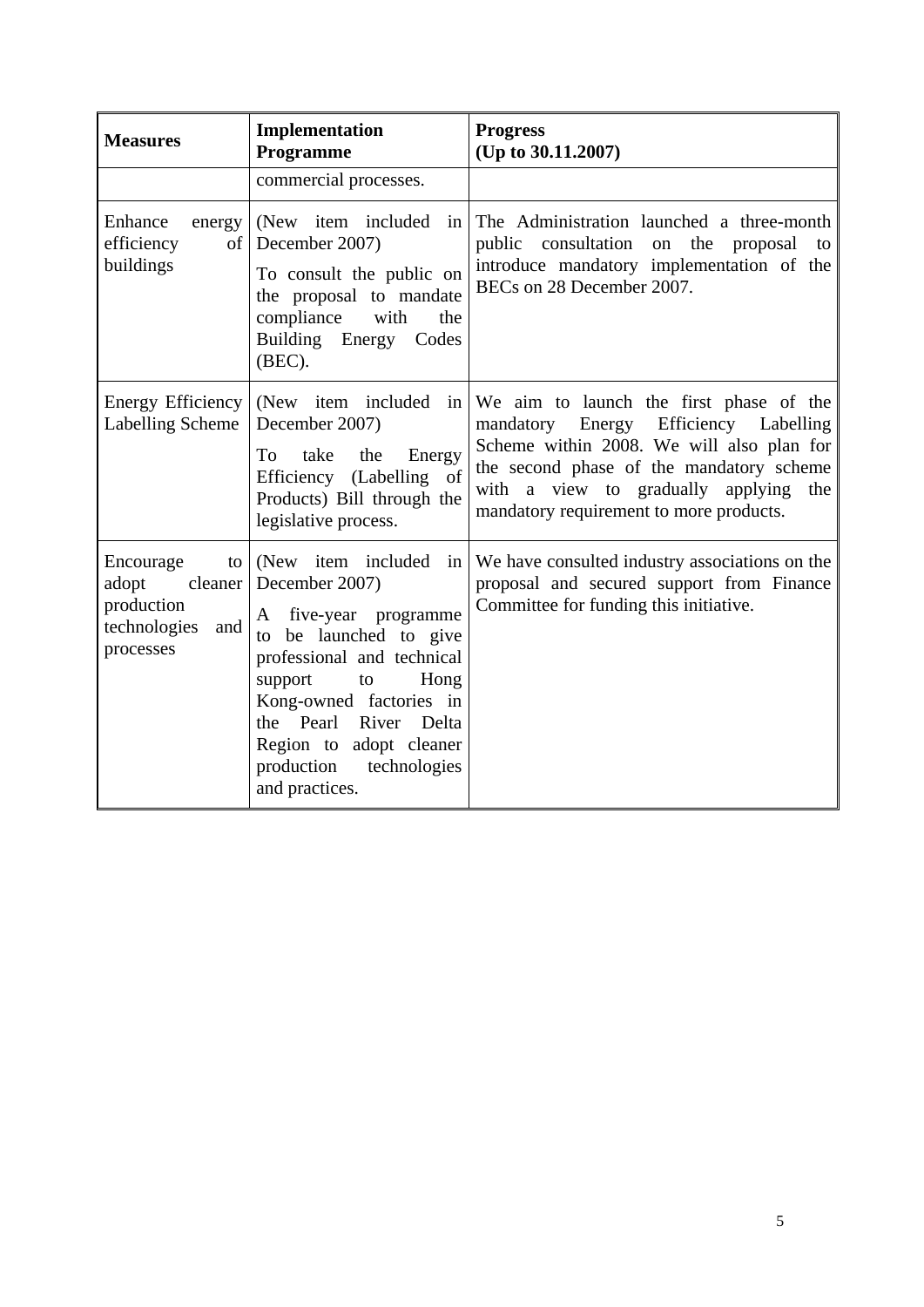| Measures | Implementation Programme | Progress (Up to 30.11.2007) |
|---|---|---|
| | commercial processes. | |
| Enhance energy efficiency of buildings | (New item included in December 2007)<br>To consult the public on the proposal to mandate compliance with the Building Energy Codes (BEC). | The Administration launched a three-month public consultation on the proposal to introduce mandatory implementation of the BECs on 28 December 2007. |
| Energy Efficiency Labelling Scheme | (New item included in December 2007)<br>To take the Energy Efficiency (Labelling of Products) Bill through the legislative process. | We aim to launch the first phase of the mandatory Energy Efficiency Labelling Scheme within 2008. We will also plan for the second phase of the mandatory scheme with a view to gradually applying the mandatory requirement to more products. |
| Encourage to adopt cleaner production technologies and processes | (New item included in December 2007)<br>A five-year programme to be launched to give professional and technical support to Hong Kong-owned factories in the Pearl River Delta Region to adopt cleaner production technologies and practices. | We have consulted industry associations on the proposal and secured support from Finance Committee for funding this initiative. |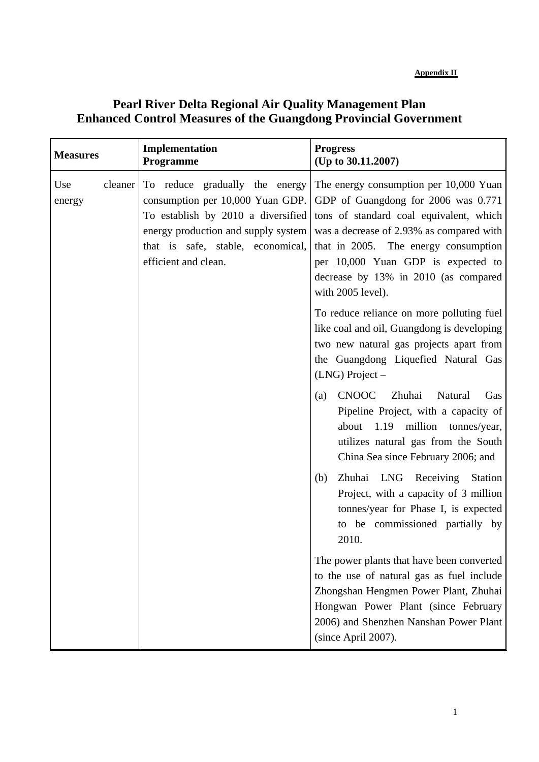**Appendix II**

# Pearl River Delta Regional Air Quality Management Plan
# Enhanced Control Measures of the Guangdong Provincial Government

| **Measures** | **Implementation Programme** | **Progress (Up to 30.11.2007)** |
|---|---|---|
| Use cleaner energy | To reduce gradually the energy consumption per 10,000 Yuan GDP. To establish by 2010 a diversified energy production and supply system that is safe, stable, economical, efficient and clean. | The energy consumption per 10,000 Yuan GDP of Guangdong for 2006 was 0.771 tons of standard coal equivalent, which was a decrease of 2.93% as compared with that in 2005. The energy consumption per 10,000 Yuan GDP is expected to decrease by 13% in 2010 (as compared with 2005 level).<br><br>To reduce reliance on more polluting fuel like coal and oil, Guangdong is developing two new natural gas projects apart from the Guangdong Liquefied Natural Gas (LNG) Project –<br><br>(a) CNOOC Zhuhai Natural Gas Pipeline Project, with a capacity of about 1.19 million tonnes/year, utilizes natural gas from the South China Sea since February 2006; and<br><br>(b) Zhuhai LNG Receiving Station Project, with a capacity of 3 million tonnes/year for Phase I, is expected to be commissioned partially by 2010.<br><br>The power plants that have been converted to the use of natural gas as fuel include Zhongshan Hengmen Power Plant, Zhuhai Hongwan Power Plant (since February 2006) and Shenzhen Nanshan Power Plant (since April 2007). |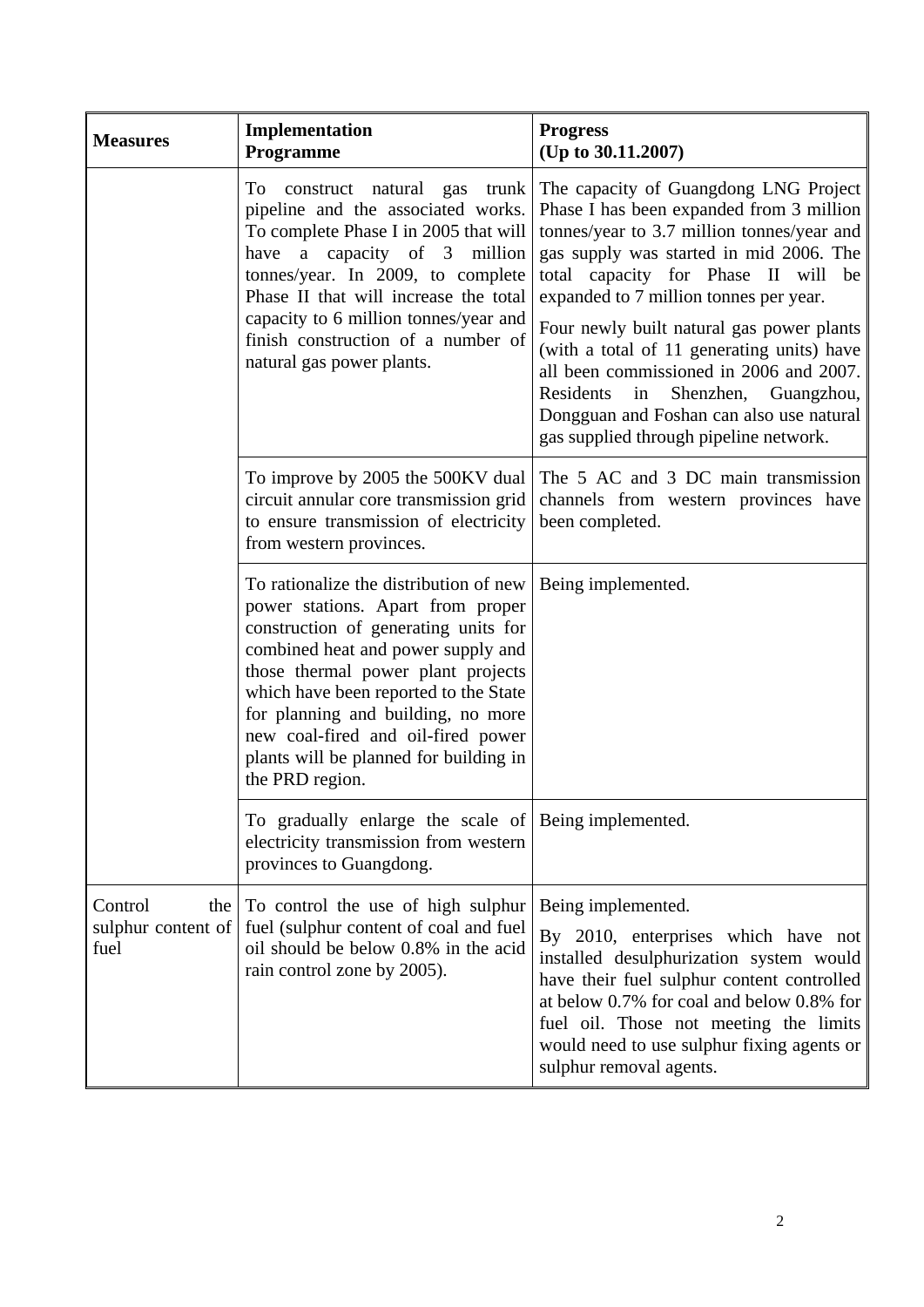| Measures | Implementation Programme | Progress (Up to 30.11.2007) |
|---|---|---|
| | To construct natural gas trunk pipeline and the associated works. To complete Phase I in 2005 that will have a capacity of 3 million tonnes/year. In 2009, to complete Phase II that will increase the total capacity to 6 million tonnes/year and finish construction of a number of natural gas power plants. | The capacity of Guangdong LNG Project Phase I has been expanded from 3 million tonnes/year to 3.7 million tonnes/year and gas supply was started in mid 2006. The total capacity for Phase II will be expanded to 7 million tonnes per year.<br><br>Four newly built natural gas power plants (with a total of 11 generating units) have all been commissioned in 2006 and 2007. Residents in Shenzhen, Guangzhou, Dongguan and Foshan can also use natural gas supplied through pipeline network. |
| | To improve by 2005 the 500KV dual circuit annular core transmission grid to ensure transmission of electricity from western provinces. | The 5 AC and 3 DC main transmission channels from western provinces have been completed. |
| | To rationalize the distribution of new power stations. Apart from proper construction of generating units for combined heat and power supply and those thermal power plant projects which have been reported to the State for planning and building, no more new coal-fired and oil-fired power plants will be planned for building in the PRD region. | Being implemented. |
| | To gradually enlarge the scale of electricity transmission from western provinces to Guangdong. | Being implemented. |
| Control the sulphur content of fuel | To control the use of high sulphur fuel (sulphur content of coal and fuel oil should be below 0.8% in the acid rain control zone by 2005). | Being implemented.<br><br>By 2010, enterprises which have not installed desulphurization system would have their fuel sulphur content controlled at below 0.7% for coal and below 0.8% for fuel oil. Those not meeting the limits would need to use sulphur fixing agents or sulphur removal agents. |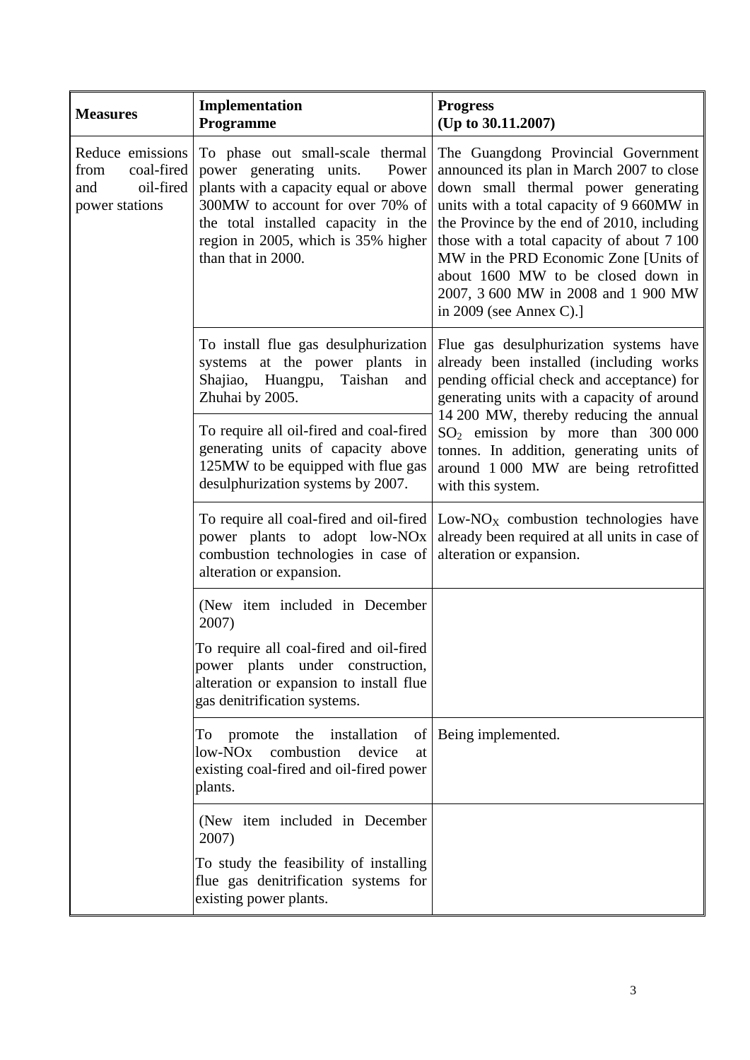| Measures | Implementation Programme | Progress (Up to 30.11.2007) |
|---|---|---|
| Reduce emissions from coal-fired and oil-fired power stations | To phase out small-scale thermal power generating units. Power plants with a capacity equal or above 300MW to account for over 70% of the total installed capacity in the region in 2005, which is 35% higher than that in 2000. | The Guangdong Provincial Government announced its plan in March 2007 to close down small thermal power generating units with a total capacity of 9 660MW in the Province by the end of 2010, including those with a total capacity of about 7 100 MW in the PRD Economic Zone [Units of about 1600 MW to be closed down in 2007, 3 600 MW in 2008 and 1 900 MW in 2009 (see Annex C).] |
| | To install flue gas desulphurization systems at the power plants in Shajiao, Huangpu, Taishan and Zhuhai by 2005. | Flue gas desulphurization systems have already been installed (including works pending official check and acceptance) for generating units with a capacity of around 14 200 MW, thereby reducing the annual $SO_2$ emission by more than 300 000 tonnes. In addition, generating units of around 1 000 MW are being retrofitted with this system. |
| | To require all oil-fired and coal-fired generating units of capacity above 125MW to be equipped with flue gas desulphurization systems by 2007. | |
| | To require all coal-fired and oil-fired power plants to adopt low-NOx combustion technologies in case of alteration or expansion. | Low-$NO_X$ combustion technologies have already been required at all units in case of alteration or expansion. |
| | (New item included in December 2007) To require all coal-fired and oil-fired power plants under construction, alteration or expansion to install flue gas denitrification systems. | |
| | To promote the installation of low-NOx combustion device at existing coal-fired and oil-fired power plants. | Being implemented. |
| | (New item included in December 2007) To study the feasibility of installing flue gas denitrification systems for existing power plants. | |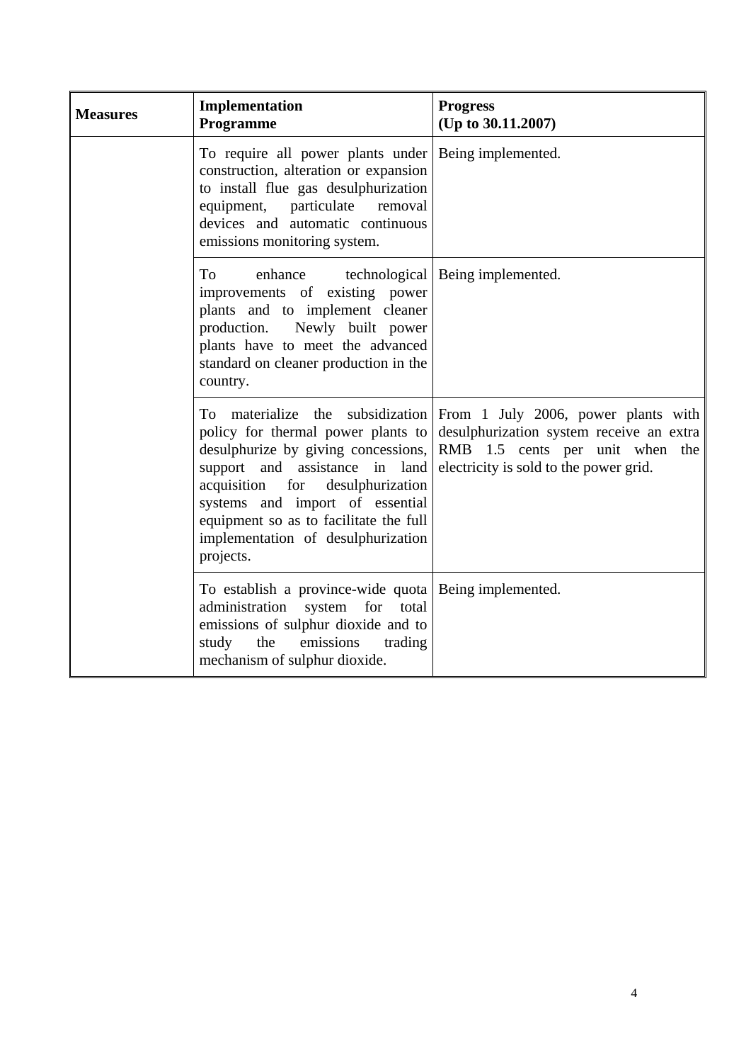| Measures | Implementation Programme | Progress (Up to 30.11.2007) |
|---|---|---|
| | To require all power plants under construction, alteration or expansion to install flue gas desulphurization equipment, particulate removal devices and automatic continuous emissions monitoring system. | Being implemented. |
| | To enhance technological improvements of existing power plants and to implement cleaner production. Newly built power plants have to meet the advanced standard on cleaner production in the country. | Being implemented. |
| | To materialize the subsidization policy for thermal power plants to desulphurize by giving concessions, support and assistance in land acquisition for desulphurization systems and import of essential equipment so as to facilitate the full implementation of desulphurization projects. | From 1 July 2006, power plants with desulphurization system receive an extra RMB 1.5 cents per unit when the electricity is sold to the power grid. |
| | To establish a province-wide quota administration system for total emissions of sulphur dioxide and to study the emissions trading mechanism of sulphur dioxide. | Being implemented. |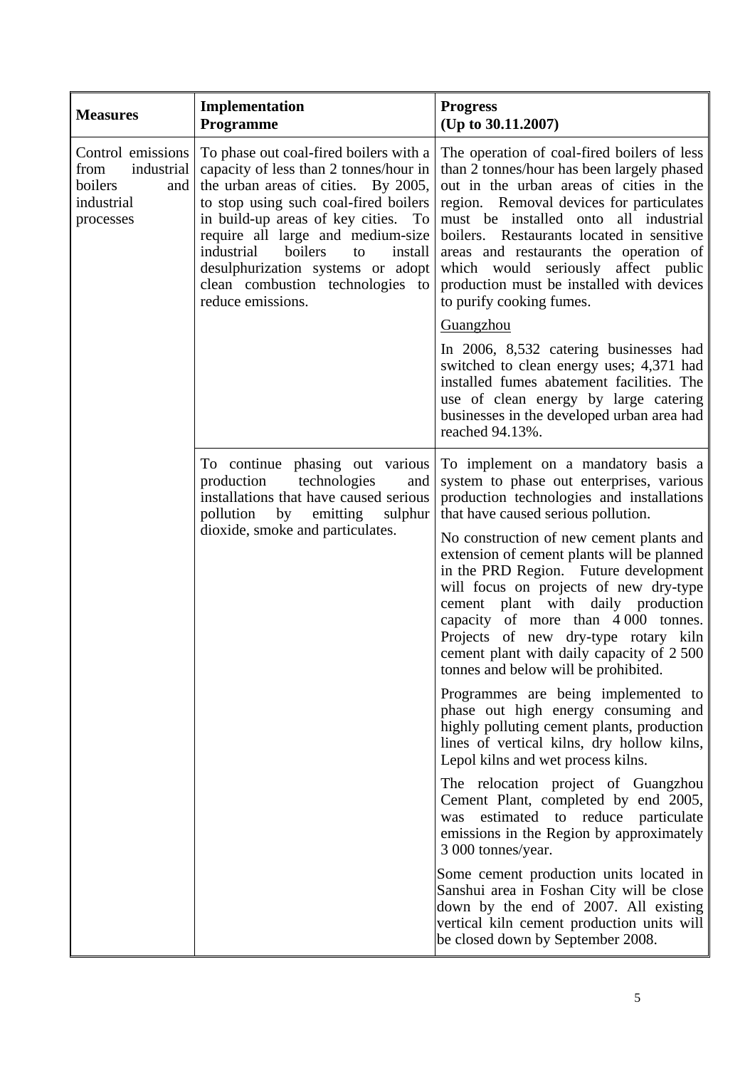| Measures | Implementation Programme | Progress (Up to 30.11.2007) |
|---|---|---|
| Control emissions from industrial boilers and industrial processes | To phase out coal-fired boilers with a capacity of less than 2 tonnes/hour in the urban areas of cities. By 2005, to stop using such coal-fired boilers in build-up areas of key cities. To require all large and medium-size industrial boilers to install desulphurization systems or adopt clean combustion technologies to reduce emissions. | The operation of coal-fired boilers of less than 2 tonnes/hour has been largely phased out in the urban areas of cities in the region. Removal devices for particulates must be installed onto all industrial boilers. Restaurants located in sensitive areas and restaurants the operation of which would seriously affect public production must be installed with devices to purify cooking fumes.<br><br><u>Guangzhou</u><br><br>In 2006, 8,532 catering businesses had switched to clean energy uses; 4,371 had installed fumes abatement facilities. The use of clean energy by large catering businesses in the developed urban area had reached 94.13%. |
| | To continue phasing out various production technologies and installations that have caused serious pollution by emitting sulphur dioxide, smoke and particulates. | To implement on a mandatory basis a system to phase out enterprises, various production technologies and installations that have caused serious pollution.<br><br>No construction of new cement plants and extension of cement plants will be planned in the PRD Region. Future development will focus on projects of new dry-type cement plant with daily production capacity of more than 4 000 tonnes. Projects of new dry-type rotary kiln cement plant with daily capacity of 2 500 tonnes and below will be prohibited.<br><br>Programmes are being implemented to phase out high energy consuming and highly polluting cement plants, production lines of vertical kilns, dry hollow kilns, Lepol kilns and wet process kilns.<br><br>The relocation project of Guangzhou Cement Plant, completed by end 2005, was estimated to reduce particulate emissions in the Region by approximately 3 000 tonnes/year.<br><br>Some cement production units located in Sanshui area in Foshan City will be close down by the end of 2007. All existing vertical kiln cement production units will be closed down by September 2008. |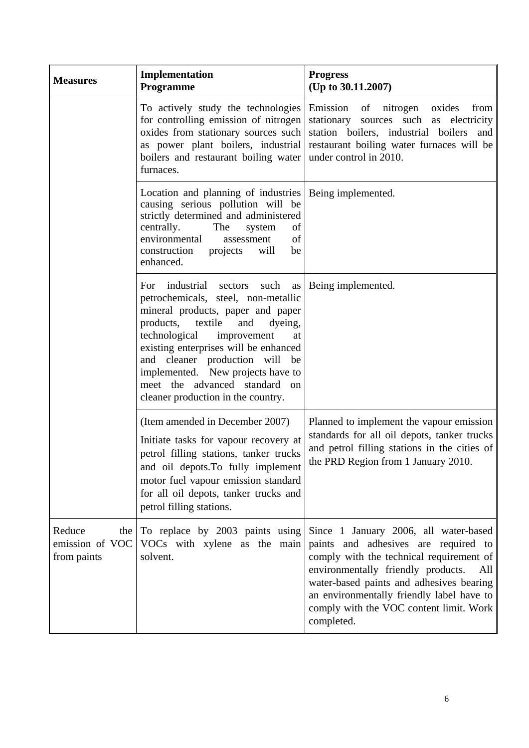| Measures | Implementation Programme | Progress (Up to 30.11.2007) |
|---|---|---|
| | To actively study the technologies for controlling emission of nitrogen oxides from stationary sources such as power plant boilers, industrial boilers and restaurant boiling water furnaces. | Emission of nitrogen oxides from stationary sources such as electricity station boilers, industrial boilers and restaurant boiling water furnaces will be under control in 2010. |
| | Location and planning of industries causing serious pollution will be strictly determined and administered centrally. The system of environmental assessment of construction projects will be enhanced. | Being implemented. |
| | For industrial sectors such as petrochemicals, steel, non-metallic mineral products, paper and paper products, textile and dyeing, technological improvement at existing enterprises will be enhanced and cleaner production will be implemented. New projects have to meet the advanced standard on cleaner production in the country. | Being implemented. |
| | (Item amended in December 2007)<br><br>Initiate tasks for vapour recovery at petrol filling stations, tanker trucks and oil depots.To fully implement motor fuel vapour emission standard for all oil depots, tanker trucks and petrol filling stations. | Planned to implement the vapour emission standards for all oil depots, tanker trucks and petrol filling stations in the cities of the PRD Region from 1 January 2010. |
| Reduce the emission of VOC from paints | To replace by 2003 paints using VOCs with xylene as the main solvent. | Since 1 January 2006, all water-based paints and adhesives are required to comply with the technical requirement of environmentally friendly products. All water-based paints and adhesives bearing an environmentally friendly label have to comply with the VOC content limit. Work completed. |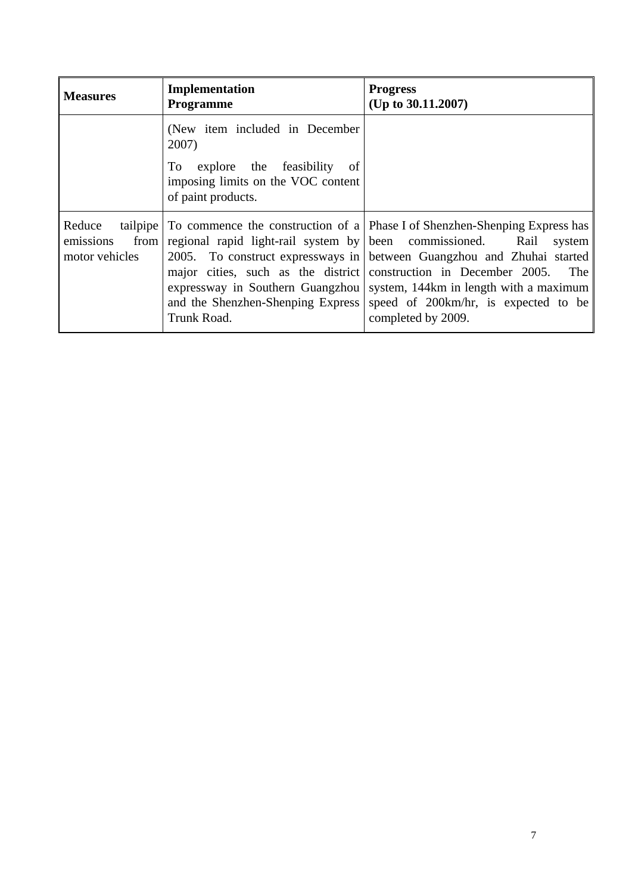| Measures | Implementation Programme | Progress (Up to 30.11.2007) |
|---|---|---|
| | (New item included in December 2007)<br>To explore the feasibility of imposing limits on the VOC content of paint products. | |
| Reduce tailpipe emissions from motor vehicles | To commence the construction of a regional rapid light-rail system by 2005. To construct expressways in major cities, such as the district expressway in Southern Guangzhou and the Shenzhen-Shenping Express Trunk Road. | Phase I of Shenzhen-Shenping Express has been commissioned. Rail system between Guangzhou and Zhuhai started construction in December 2005. The system, 144km in length with a maximum speed of 200km/hr, is expected to be completed by 2009. |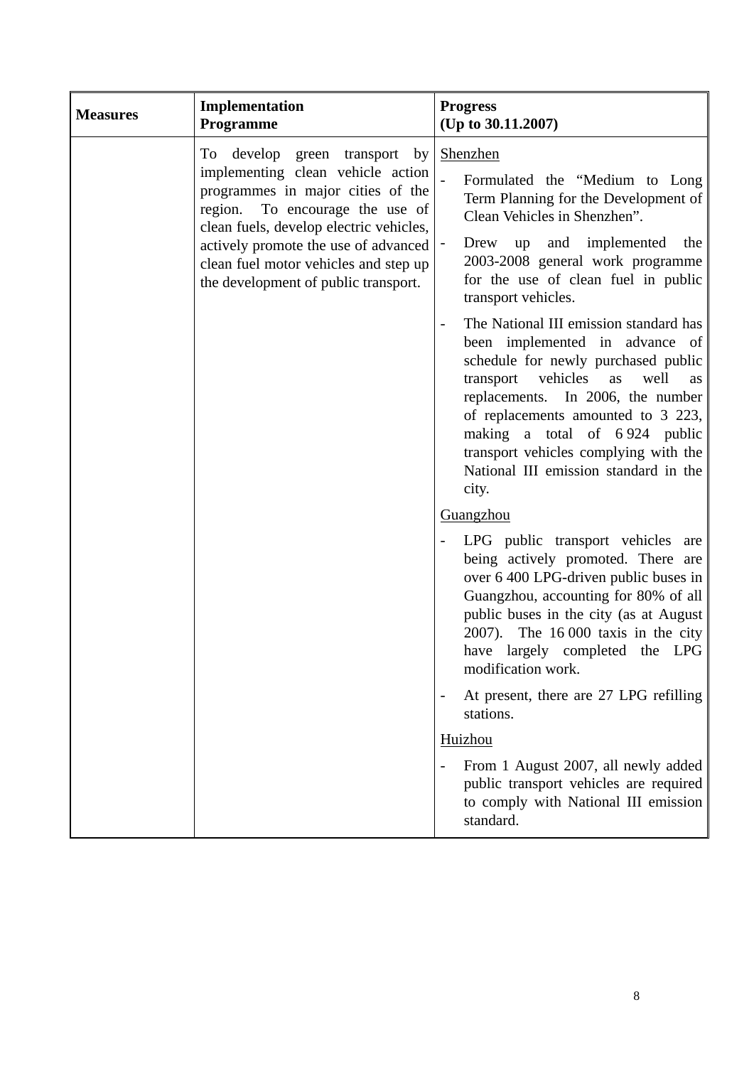| Measures | Implementation Programme | Progress (Up to 30.11.2007) |
|---|---|---|
| | To develop green transport by implementing clean vehicle action programmes in major cities of the region. To encourage the use of clean fuels, develop electric vehicles, actively promote the use of advanced clean fuel motor vehicles and step up the development of public transport. | <u>Shenzhen</u><br>- Formulated the "Medium to Long Term Planning for the Development of Clean Vehicles in Shenzhen".<br>- Drew up and implemented the 2003-2008 general work programme for the use of clean fuel in public transport vehicles.<br>- The National III emission standard has been implemented in advance of schedule for newly purchased public transport vehicles as well as replacements. In 2006, the number of replacements amounted to 3 223, making a total of 6 924 public transport vehicles complying with the National III emission standard in the city.<br><u>Guangzhou</u><br>- LPG public transport vehicles are being actively promoted. There are over 6 400 LPG-driven public buses in Guangzhou, accounting for 80% of all public buses in the city (as at August 2007). The 16 000 taxis in the city have largely completed the LPG modification work.<br>- At present, there are 27 LPG refilling stations.<br><u>Huizhou</u><br>- From 1 August 2007, all newly added public transport vehicles are required to comply with National III emission standard. |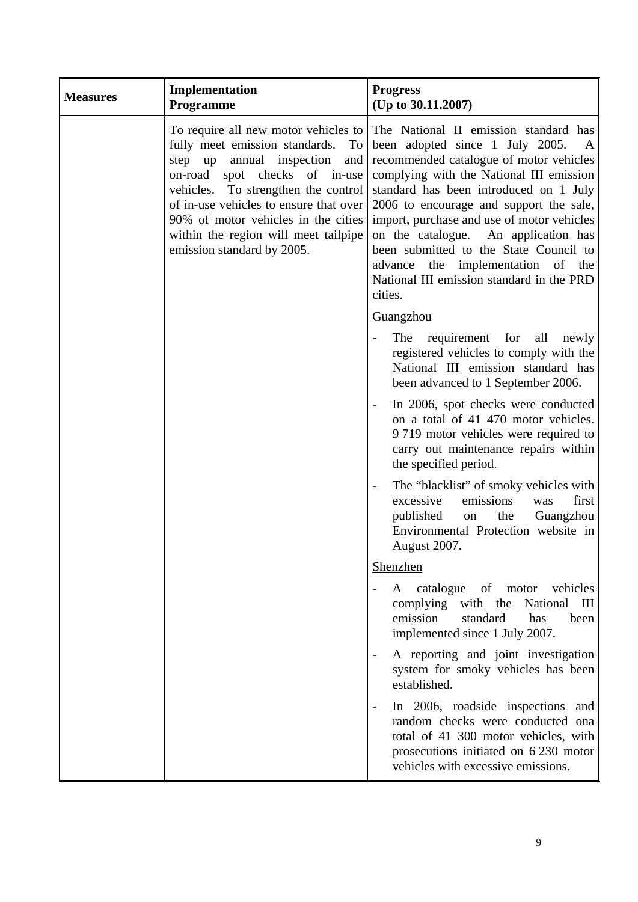| Measures | Implementation Programme | Progress (Up to 30.11.2007) |
|---|---|---|
| | To require all new motor vehicles to fully meet emission standards. To step up annual inspection and on-road spot checks of in-use vehicles. To strengthen the control of in-use vehicles to ensure that over 90% of motor vehicles in the cities within the region will meet tailpipe emission standard by 2005. | The National II emission standard has been adopted since 1 July 2005. A recommended catalogue of motor vehicles complying with the National III emission standard has been introduced on 1 July 2006 to encourage and support the sale, import, purchase and use of motor vehicles on the catalogue. An application has been submitted to the State Council to advance the implementation of the National III emission standard in the PRD cities.<br><br><u>Guangzhou</u><br><br>- The requirement for all newly registered vehicles to comply with the National III emission standard has been advanced to 1 September 2006.<br>- In 2006, spot checks were conducted on a total of 41 470 motor vehicles. 9 719 motor vehicles were required to carry out maintenance repairs within the specified period.<br>- The "blacklist" of smoky vehicles with excessive emissions was first published on the Guangzhou Environmental Protection website in August 2007.<br><br><u>Shenzhen</u><br><br>- A catalogue of motor vehicles complying with the National III emission standard has been implemented since 1 July 2007.<br>- A reporting and joint investigation system for smoky vehicles has been established.<br>- In 2006, roadside inspections and random checks were conducted ona total of 41 300 motor vehicles, with prosecutions initiated on 6 230 motor vehicles with excessive emissions. |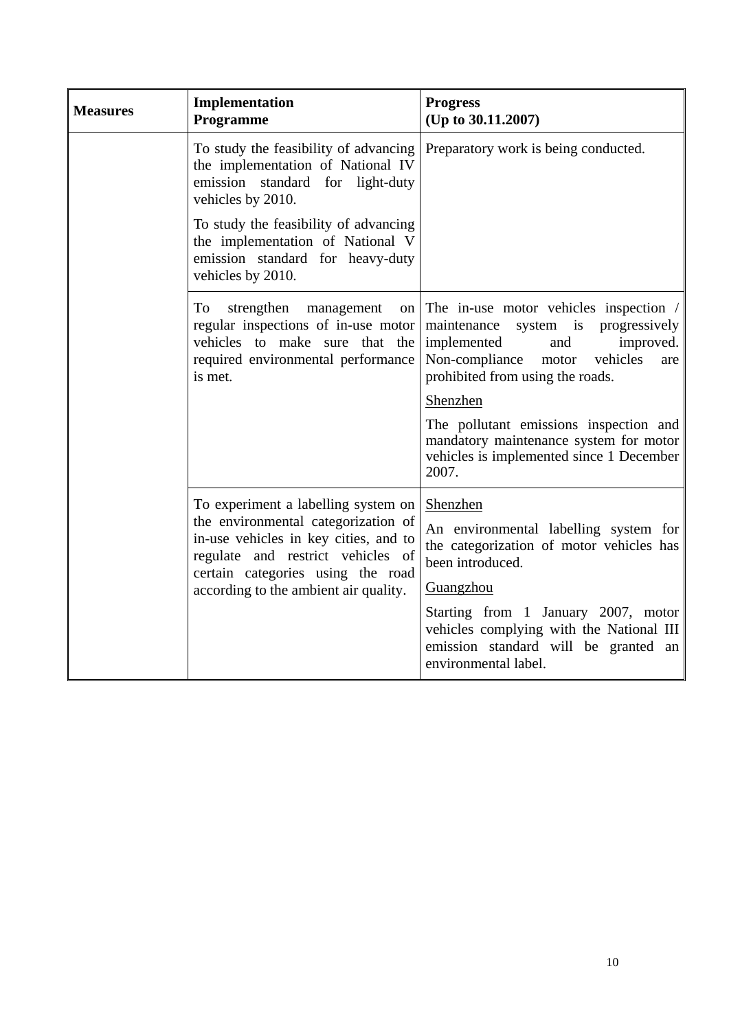| Measures | Implementation Programme | Progress (Up to 30.11.2007) |
|---|---|---|
| | To study the feasibility of advancing the implementation of National IV emission standard for light-duty vehicles by 2010.<br><br>To study the feasibility of advancing the implementation of National V emission standard for heavy-duty vehicles by 2010. | Preparatory work is being conducted. |
| | To strengthen management on regular inspections of in-use motor vehicles to make sure that the required environmental performance is met. | The in-use motor vehicles inspection / maintenance system is progressively implemented and improved. Non-compliance motor vehicles are prohibited from using the roads.<br><br><u>Shenzhen</u><br><br>The pollutant emissions inspection and mandatory maintenance system for motor vehicles is implemented since 1 December 2007. |
| | To experiment a labelling system on the environmental categorization of in-use vehicles in key cities, and to regulate and restrict vehicles of certain categories using the road according to the ambient air quality. | <u>Shenzhen</u><br><br>An environmental labelling system for the categorization of motor vehicles has been introduced.<br><br><u>Guangzhou</u><br><br>Starting from 1 January 2007, motor vehicles complying with the National III emission standard will be granted an environmental label. |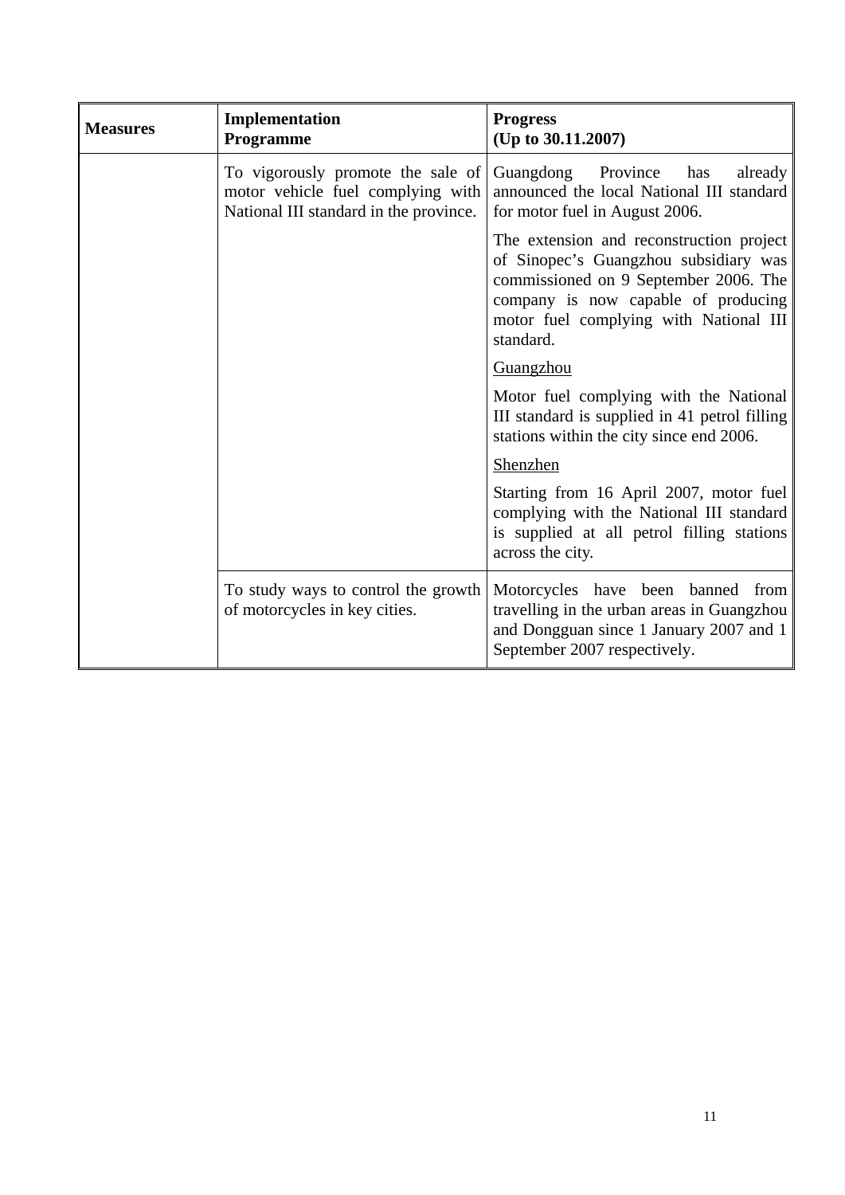| Measures | Implementation Programme | Progress (Up to 30.11.2007) |
|---|---|---|
| | To vigorously promote the sale of motor vehicle fuel complying with National III standard in the province. | Guangdong Province has already announced the local National III standard for motor fuel in August 2006.<br><br>The extension and reconstruction project of Sinopec's Guangzhou subsidiary was commissioned on 9 September 2006. The company is now capable of producing motor fuel complying with National III standard.<br><br><u>Guangzhou</u><br><br>Motor fuel complying with the National III standard is supplied in 41 petrol filling stations within the city since end 2006.<br><br><u>Shenzhen</u><br><br>Starting from 16 April 2007, motor fuel complying with the National III standard is supplied at all petrol filling stations across the city. |
| | To study ways to control the growth of motorcycles in key cities. | Motorcycles have been banned from travelling in the urban areas in Guangzhou and Dongguan since 1 January 2007 and 1 September 2007 respectively. |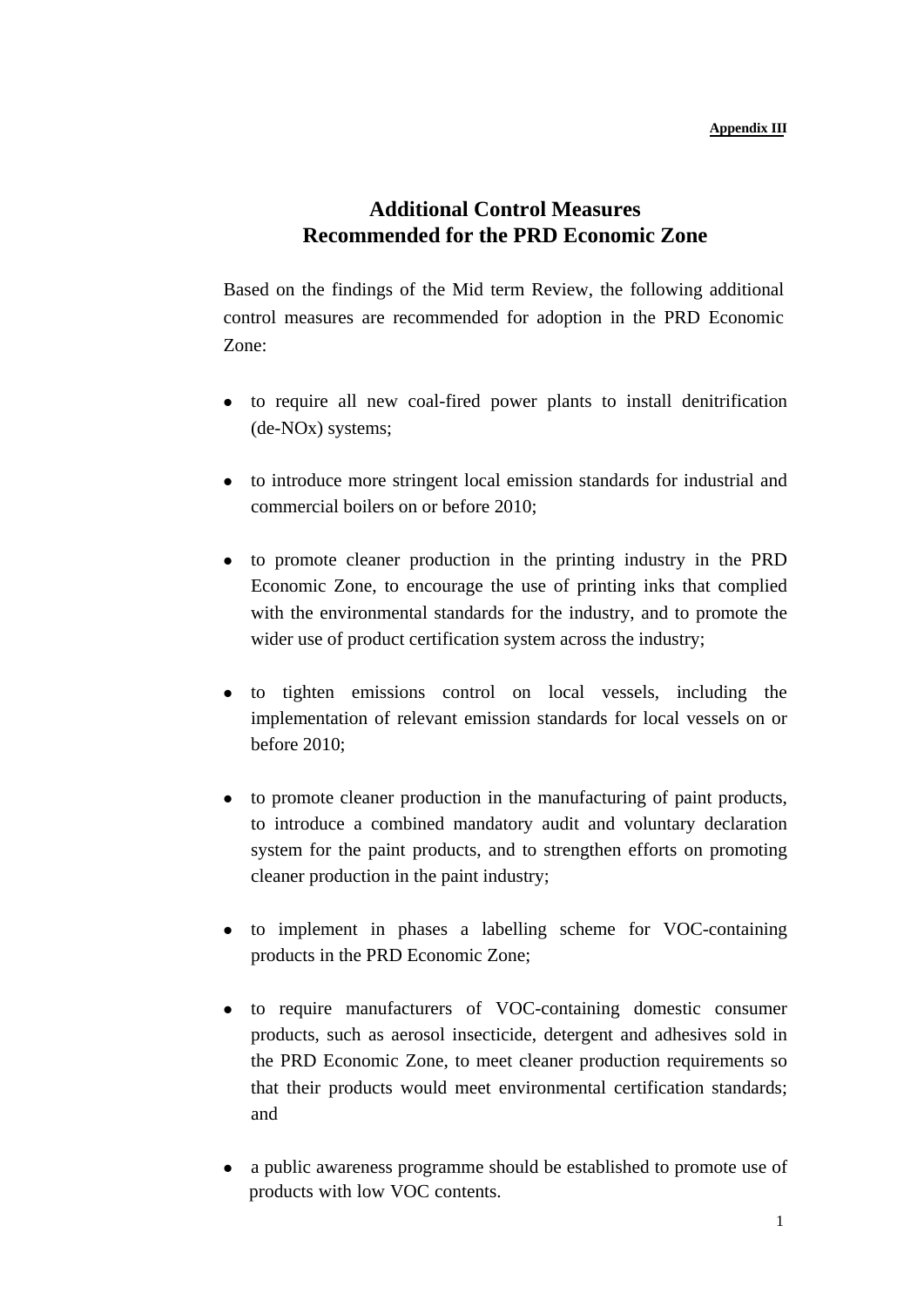**Appendix III**

# Additional Control Measures Recommended for the PRD Economic Zone

Based on the findings of the Mid term Review, the following additional control measures are recommended for adoption in the PRD Economic Zone:

- to require all new coal-fired power plants to install denitrification (de-NOx) systems;

- to introduce more stringent local emission standards for industrial and commercial boilers on or before 2010;

- to promote cleaner production in the printing industry in the PRD Economic Zone, to encourage the use of printing inks that complied with the environmental standards for the industry, and to promote the wider use of product certification system across the industry;

- to tighten emissions control on local vessels, including the implementation of relevant emission standards for local vessels on or before 2010;

- to promote cleaner production in the manufacturing of paint products, to introduce a combined mandatory audit and voluntary declaration system for the paint products, and to strengthen efforts on promoting cleaner production in the paint industry;

- to implement in phases a labelling scheme for VOC-containing products in the PRD Economic Zone;

- to require manufacturers of VOC-containing domestic consumer products, such as aerosol insecticide, detergent and adhesives sold in the PRD Economic Zone, to meet cleaner production requirements so that their products would meet environmental certification standards; and

- a public awareness programme should be established to promote use of products with low VOC contents.